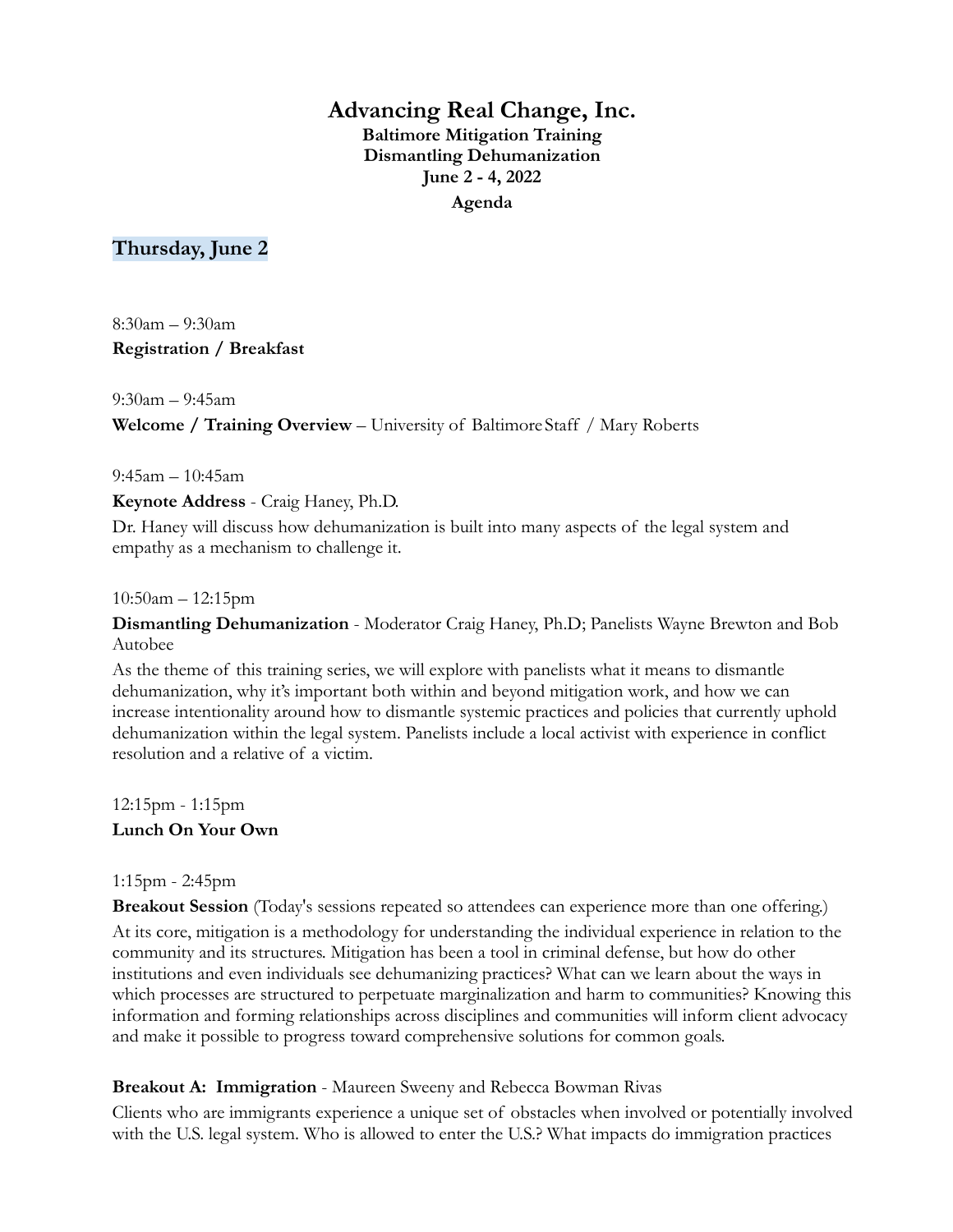# Advancing Real Change, Inc.

**Baltimore Mitigation Training**
**Dismantling Dehumanization**
**June 2 - 4, 2022**
**Agenda**

## Thursday, June 2

8:30am – 9:30am
**Registration / Breakfast**

9:30am – 9:45am
**Welcome / Training Overview** – University of Baltimore Staff / Mary Roberts

9:45am – 10:45am
**Keynote Address** - Craig Haney, Ph.D.

Dr. Haney will discuss how dehumanization is built into many aspects of the legal system and empathy as a mechanism to challenge it.

10:50am – 12:15pm
**Dismantling Dehumanization** - Moderator Craig Haney, Ph.D; Panelists Wayne Brewton and Bob Autobee

As the theme of this training series, we will explore with panelists what it means to dismantle dehumanization, why it's important both within and beyond mitigation work, and how we can increase intentionality around how to dismantle systemic practices and policies that currently uphold dehumanization within the legal system. Panelists include a local activist with experience in conflict resolution and a relative of a victim.

12:15pm - 1:15pm
**Lunch On Your Own**

1:15pm - 2:45pm
**Breakout Session** (Today's sessions repeated so attendees can experience more than one offering.)

At its core, mitigation is a methodology for understanding the individual experience in relation to the community and its structures. Mitigation has been a tool in criminal defense, but how do other institutions and even individuals see dehumanizing practices? What can we learn about the ways in which processes are structured to perpetuate marginalization and harm to communities? Knowing this information and forming relationships across disciplines and communities will inform client advocacy and make it possible to progress toward comprehensive solutions for common goals.

**Breakout A: Immigration** - Maureen Sweeny and Rebecca Bowman Rivas

Clients who are immigrants experience a unique set of obstacles when involved or potentially involved with the U.S. legal system. Who is allowed to enter the U.S.? What impacts do immigration practices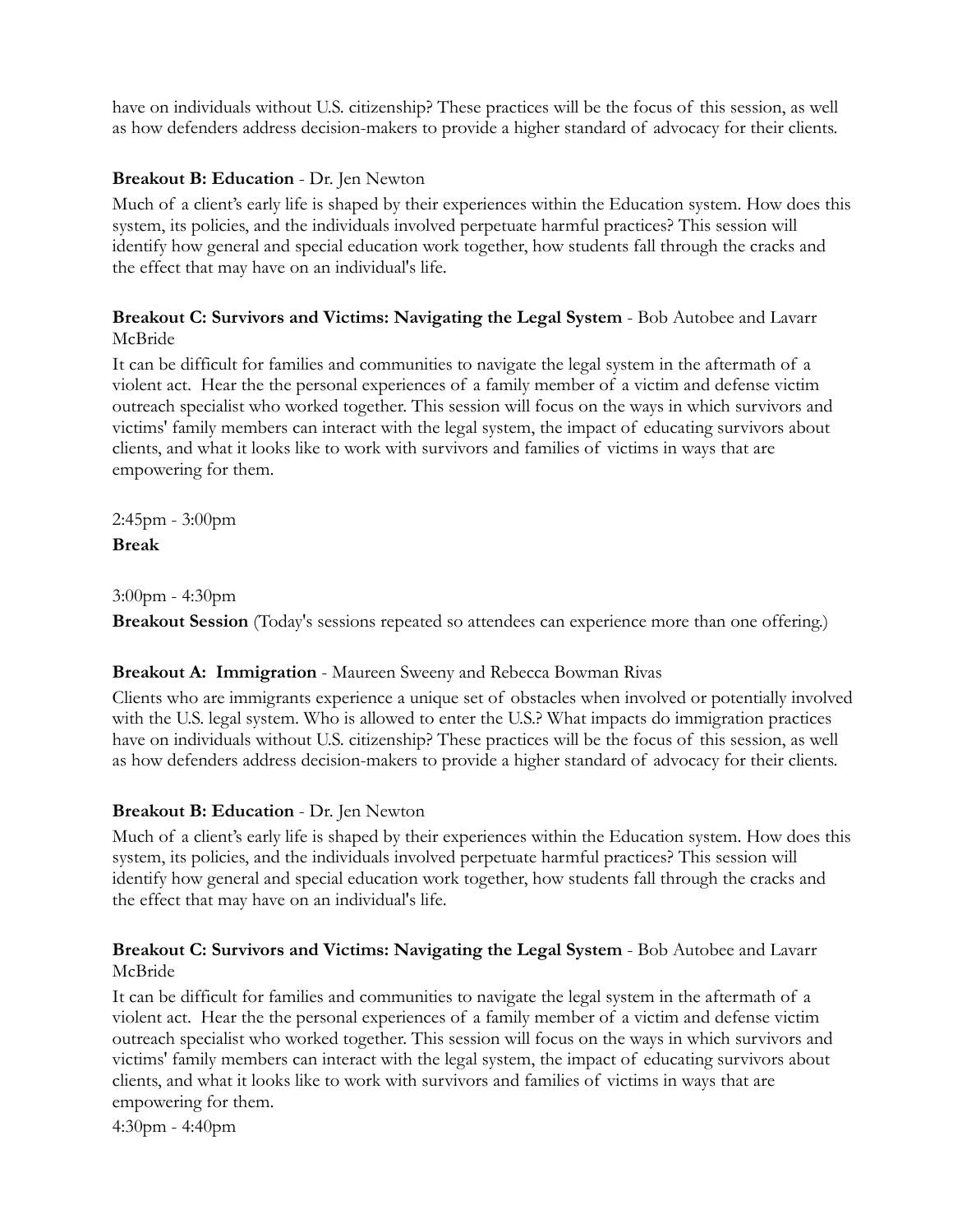have on individuals without U.S. citizenship? These practices will be the focus of this session, as well as how defenders address decision-makers to provide a higher standard of advocacy for their clients.

**Breakout B: Education** - Dr. Jen Newton

Much of a client's early life is shaped by their experiences within the Education system. How does this system, its policies, and the individuals involved perpetuate harmful practices? This session will identify how general and special education work together, how students fall through the cracks and the effect that may have on an individual's life.

**Breakout C: Survivors and Victims: Navigating the Legal System** - Bob Autobee and Lavarr McBride

It can be difficult for families and communities to navigate the legal system in the aftermath of a violent act. Hear the the personal experiences of a family member of a victim and defense victim outreach specialist who worked together. This session will focus on the ways in which survivors and victims' family members can interact with the legal system, the impact of educating survivors about clients, and what it looks like to work with survivors and families of victims in ways that are empowering for them.

2:45pm - 3:00pm

**Break**

3:00pm - 4:30pm

**Breakout Session** (Today's sessions repeated so attendees can experience more than one offering.)

**Breakout A: Immigration** - Maureen Sweeny and Rebecca Bowman Rivas

Clients who are immigrants experience a unique set of obstacles when involved or potentially involved with the U.S. legal system. Who is allowed to enter the U.S.? What impacts do immigration practices have on individuals without U.S. citizenship? These practices will be the focus of this session, as well as how defenders address decision-makers to provide a higher standard of advocacy for their clients.

**Breakout B: Education** - Dr. Jen Newton

Much of a client's early life is shaped by their experiences within the Education system. How does this system, its policies, and the individuals involved perpetuate harmful practices? This session will identify how general and special education work together, how students fall through the cracks and the effect that may have on an individual's life.

**Breakout C: Survivors and Victims: Navigating the Legal System** - Bob Autobee and Lavarr McBride

It can be difficult for families and communities to navigate the legal system in the aftermath of a violent act. Hear the the personal experiences of a family member of a victim and defense victim outreach specialist who worked together. This session will focus on the ways in which survivors and victims' family members can interact with the legal system, the impact of educating survivors about clients, and what it looks like to work with survivors and families of victims in ways that are empowering for them.

4:30pm - 4:40pm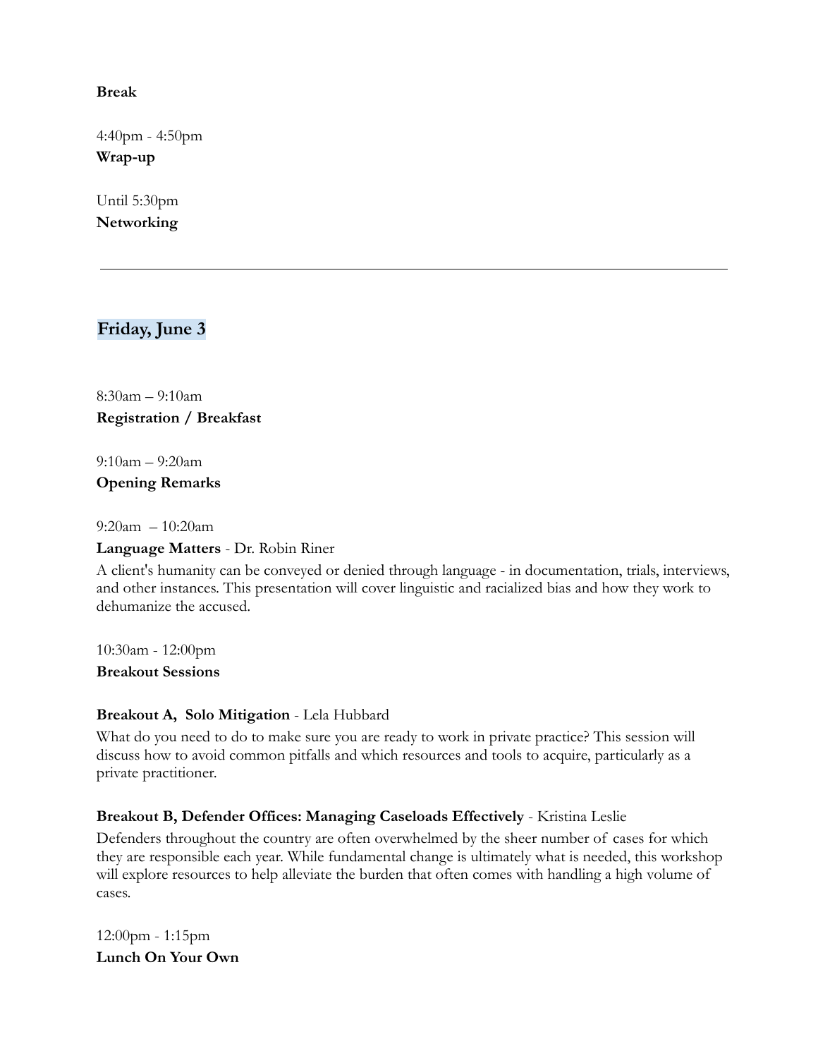**Break**

4:40pm - 4:50pm
**Wrap-up**

Until 5:30pm
**Networking**

---

## Friday, June 3

8:30am – 9:10am
**Registration / Breakfast**

9:10am – 9:20am
**Opening Remarks**

9:20am – 10:20am
**Language Matters** - Dr. Robin Riner
A client's humanity can be conveyed or denied through language - in documentation, trials, interviews, and other instances. This presentation will cover linguistic and racialized bias and how they work to dehumanize the accused.

10:30am - 12:00pm
**Breakout Sessions**

**Breakout A, Solo Mitigation** - Lela Hubbard
What do you need to do to make sure you are ready to work in private practice? This session will discuss how to avoid common pitfalls and which resources and tools to acquire, particularly as a private practitioner.

**Breakout B, Defender Offices: Managing Caseloads Effectively** - Kristina Leslie
Defenders throughout the country are often overwhelmed by the sheer number of cases for which they are responsible each year. While fundamental change is ultimately what is needed, this workshop will explore resources to help alleviate the burden that often comes with handling a high volume of cases.

12:00pm - 1:15pm
**Lunch On Your Own**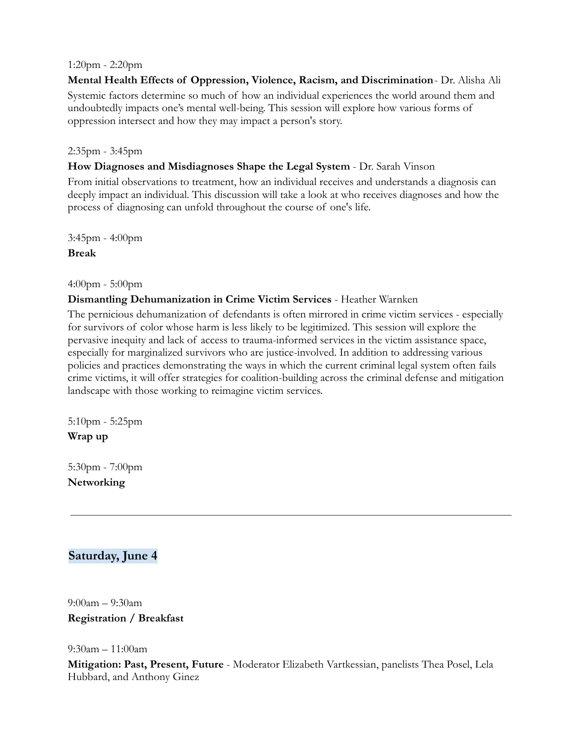1:20pm - 2:20pm

**Mental Health Effects of Oppression, Violence, Racism, and Discrimination** - Dr. Alisha Ali

Systemic factors determine so much of how an individual experiences the world around them and undoubtedly impacts one's mental well-being. This session will explore how various forms of oppression intersect and how they may impact a person's story.

2:35pm - 3:45pm

**How Diagnoses and Misdiagnoses Shape the Legal System** - Dr. Sarah Vinson

From initial observations to treatment, how an individual receives and understands a diagnosis can deeply impact an individual. This discussion will take a look at who receives diagnoses and how the process of diagnosing can unfold throughout the course of one's life.

3:45pm - 4:00pm

**Break**

4:00pm - 5:00pm

**Dismantling Dehumanization in Crime Victim Services** - Heather Warnken

The pernicious dehumanization of defendants is often mirrored in crime victim services - especially for survivors of color whose harm is less likely to be legitimized. This session will explore the pervasive inequity and lack of access to trauma-informed services in the victim assistance space, especially for marginalized survivors who are justice-involved. In addition to addressing various policies and practices demonstrating the ways in which the current criminal legal system often fails crime victims, it will offer strategies for coalition-building across the criminal defense and mitigation landscape with those working to reimagine victim services.

5:10pm - 5:25pm

**Wrap up**

5:30pm - 7:00pm

**Networking**

---

## Saturday, June 4

9:00am – 9:30am

**Registration / Breakfast**

9:30am – 11:00am

**Mitigation: Past, Present, Future** - Moderator Elizabeth Vartkessian, panelists Thea Posel, Lela Hubbard, and Anthony Ginez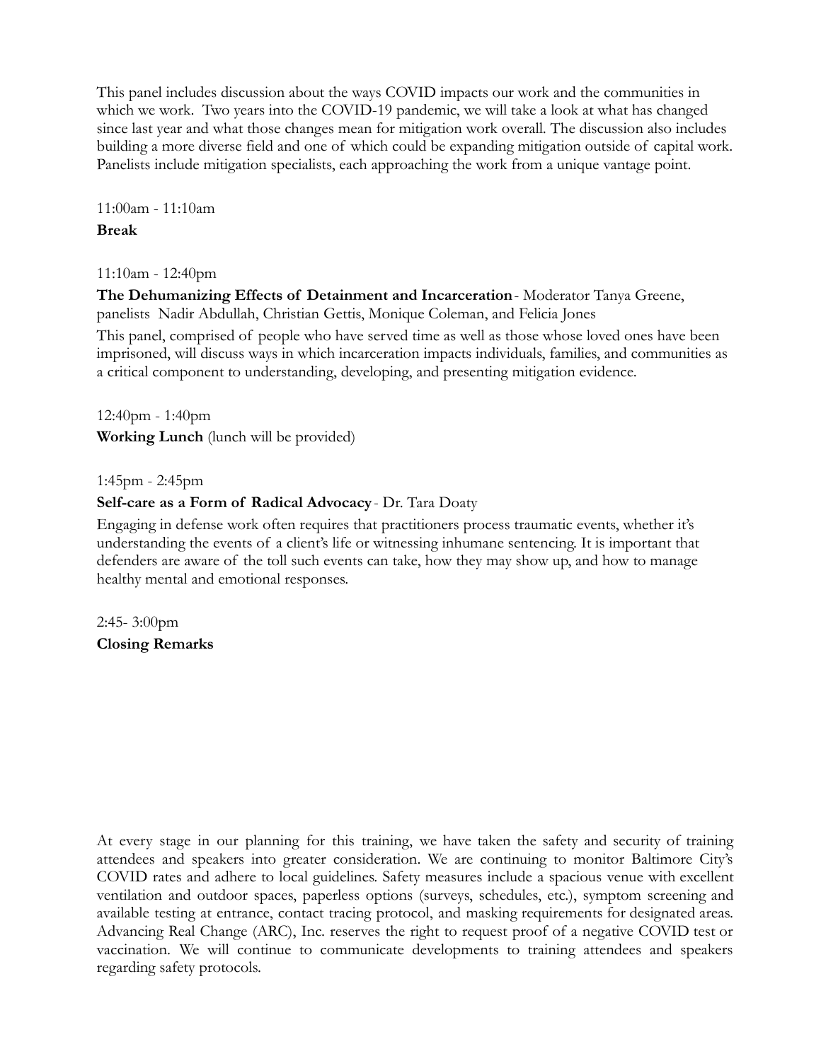This panel includes discussion about the ways COVID impacts our work and the communities in which we work. Two years into the COVID-19 pandemic, we will take a look at what has changed since last year and what those changes mean for mitigation work overall. The discussion also includes building a more diverse field and one of which could be expanding mitigation outside of capital work. Panelists include mitigation specialists, each approaching the work from a unique vantage point.

11:00am - 11:10am

**Break**

11:10am - 12:40pm

**The Dehumanizing Effects of Detainment and Incarceration** - Moderator Tanya Greene, panelists Nadir Abdullah, Christian Gettis, Monique Coleman, and Felicia Jones

This panel, comprised of people who have served time as well as those whose loved ones have been imprisoned, will discuss ways in which incarceration impacts individuals, families, and communities as a critical component to understanding, developing, and presenting mitigation evidence.

12:40pm - 1:40pm

**Working Lunch** (lunch will be provided)

1:45pm - 2:45pm

**Self-care as a Form of Radical Advocacy** - Dr. Tara Doaty

Engaging in defense work often requires that practitioners process traumatic events, whether it's understanding the events of a client's life or witnessing inhumane sentencing. It is important that defenders are aware of the toll such events can take, how they may show up, and how to manage healthy mental and emotional responses.

2:45- 3:00pm

**Closing Remarks**

At every stage in our planning for this training, we have taken the safety and security of training attendees and speakers into greater consideration. We are continuing to monitor Baltimore City's COVID rates and adhere to local guidelines. Safety measures include a spacious venue with excellent ventilation and outdoor spaces, paperless options (surveys, schedules, etc.), symptom screening and available testing at entrance, contact tracing protocol, and masking requirements for designated areas. Advancing Real Change (ARC), Inc. reserves the right to request proof of a negative COVID test or vaccination. We will continue to communicate developments to training attendees and speakers regarding safety protocols.